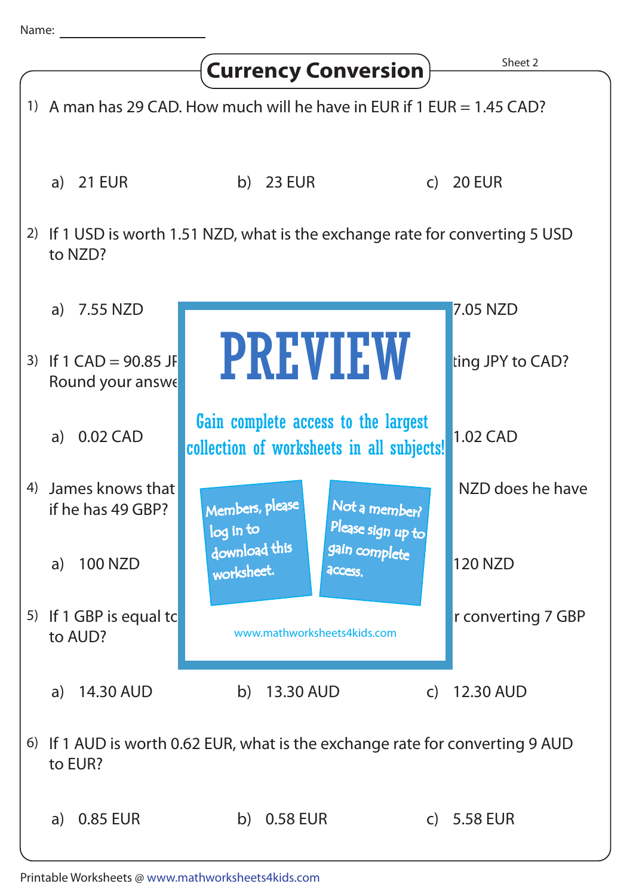Name: ____________________

# Currency Conversion

Sheet 2

1) A man has 29 CAD. How much will he have in EUR if 1 EUR = 1.45 CAD?

a) 21 EUR  b) 23 EUR  c) 20 EUR

2) If 1 USD is worth 1.51 NZD, what is the exchange rate for converting 5 USD to NZD?

a) 7.55 NZD  7.05 NZD

3) If 1 CAD = 90.85 JF ting JPY to CAD? Round your answe

a) 0.02 CAD  1.02 CAD

PREVIEW

Gain complete access to the largest collection of worksheets in all subjects!

Members, please log in to download this worksheet.

Not a member? Please sign up to gain complete access.

www.mathworksheets4kids.com

4) James knows that NZD does he have if he has 49 GBP?

a) 100 NZD  120 NZD

5) If 1 GBP is equal tc r converting 7 GBP to AUD?

a) 14.30 AUD  b) 13.30 AUD  c) 12.30 AUD

6) If 1 AUD is worth 0.62 EUR, what is the exchange rate for converting 9 AUD to EUR?

a) 0.85 EUR  b) 0.58 EUR  c) 5.58 EUR

Printable Worksheets @ www.mathworksheets4kids.com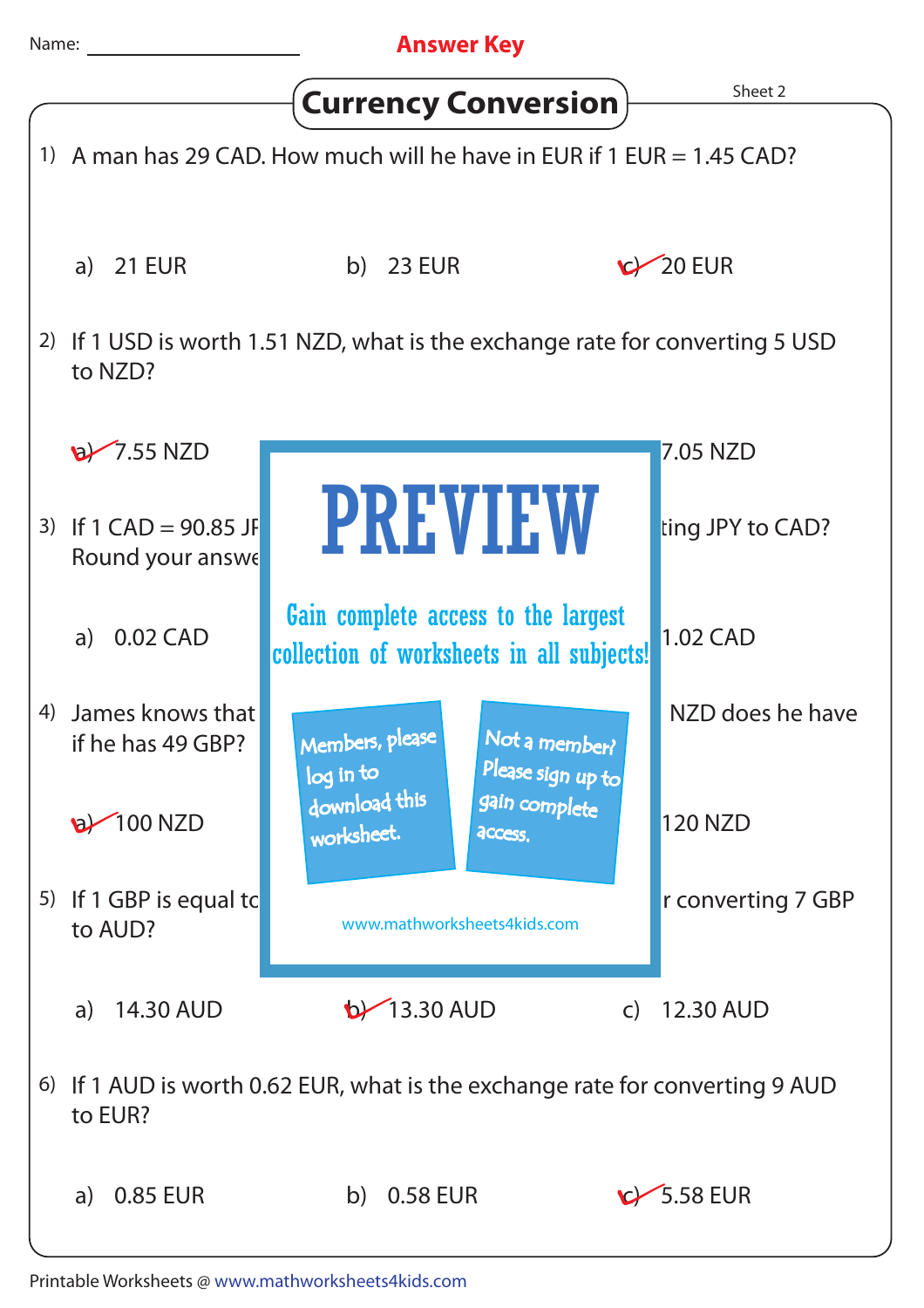Name: ____________________ **Answer Key**

# Currency Conversion

Sheet 2

1) A man has 29 CAD. How much will he have in EUR if 1 EUR = 1.45 CAD?

a) 21 EUR  b) 23 EUR  c) ✓ 20 EUR

2) If 1 USD is worth 1.51 NZD, what is the exchange rate for converting 5 USD to NZD?

a) ✓ 7.55 NZD  7.05 NZD

3) If 1 CAD = 90.85 JP... ting JPY to CAD? Round your answe...

a) 0.02 CAD  1.02 CAD

4) James knows that ... NZD does he have if he has 49 GBP?

a) ✓ 100 NZD  120 NZD

5) If 1 GBP is equal to ... r converting 7 GBP to AUD?

a) 14.30 AUD  b) ✓ 13.30 AUD  c) 12.30 AUD

6) If 1 AUD is worth 0.62 EUR, what is the exchange rate for converting 9 AUD to EUR?

a) 0.85 EUR  b) 0.58 EUR  c) ✓ 5.58 EUR

PREVIEW

Gain complete access to the largest collection of worksheets in all subjects!

Members, please log in to download this worksheet.

Not a member? Please sign up to gain complete access.

www.mathworksheets4kids.com

Printable Worksheets @ www.mathworksheets4kids.com